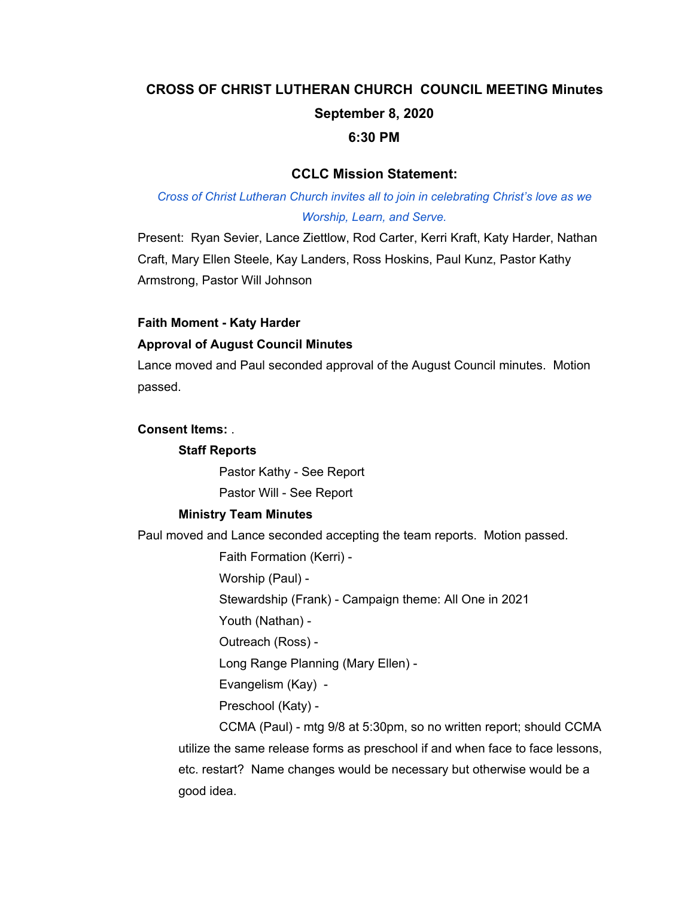# CROSS OF CHRIST LUTHERAN CHURCH COUNCIL MEETING Minutes

## September 8, 2020

## 6:30 PM

### CCLC Mission Statement:

*Cross of Christ Lutheran Church invites all to join in celebrating Christ's love as we Worship, Learn, and Serve.*

Present: Ryan Sevier, Lance Ziettlow, Rod Carter, Kerri Kraft, Katy Harder, Nathan Craft, Mary Ellen Steele, Kay Landers, Ross Hoskins, Paul Kunz, Pastor Kathy Armstrong, Pastor Will Johnson

**Faith Moment - Katy Harder**

**Approval of August Council Minutes**

Lance moved and Paul seconded approval of the August Council minutes. Motion passed.

**Consent Items:** .

**Staff Reports**

Pastor Kathy - See Report

Pastor Will - See Report

**Ministry Team Minutes**

Paul moved and Lance seconded accepting the team reports. Motion passed.

Faith Formation (Kerri) -

Worship (Paul) -

Stewardship (Frank) - Campaign theme: All One in 2021

Youth (Nathan) -

Outreach (Ross) -

Long Range Planning (Mary Ellen) -

Evangelism (Kay) -

Preschool (Katy) -

CCMA (Paul) - mtg 9/8 at 5:30pm, so no written report; should CCMA utilize the same release forms as preschool if and when face to face lessons, etc. restart? Name changes would be necessary but otherwise would be a good idea.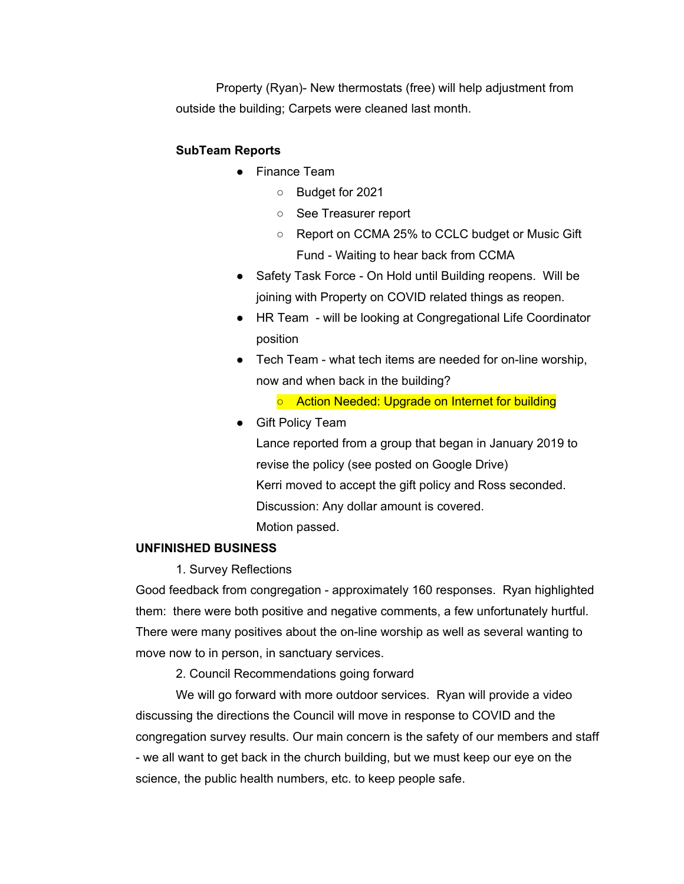Property (Ryan)- New thermostats (free) will help adjustment from outside the building; Carpets were cleaned last month.

**SubTeam Reports**

- Finance Team
  - Budget for 2021
  - See Treasurer report
  - Report on CCMA 25% to CCLC budget or Music Gift Fund - Waiting to hear back from CCMA
- Safety Task Force - On Hold until Building reopens. Will be joining with Property on COVID related things as reopen.
- HR Team - will be looking at Congregational Life Coordinator position
- Tech Team - what tech items are needed for on-line worship, now and when back in the building?
  - Action Needed: Upgrade on Internet for building
- Gift Policy Team

  Lance reported from a group that began in January 2019 to revise the policy (see posted on Google Drive)

  Kerri moved to accept the gift policy and Ross seconded.

  Discussion: Any dollar amount is covered.

  Motion passed.

**UNFINISHED BUSINESS**

1. Survey Reflections

Good feedback from congregation - approximately 160 responses. Ryan highlighted them: there were both positive and negative comments, a few unfortunately hurtful. There were many positives about the on-line worship as well as several wanting to move now to in person, in sanctuary services.

2. Council Recommendations going forward

We will go forward with more outdoor services. Ryan will provide a video discussing the directions the Council will move in response to COVID and the congregation survey results. Our main concern is the safety of our members and staff - we all want to get back in the church building, but we must keep our eye on the science, the public health numbers, etc. to keep people safe.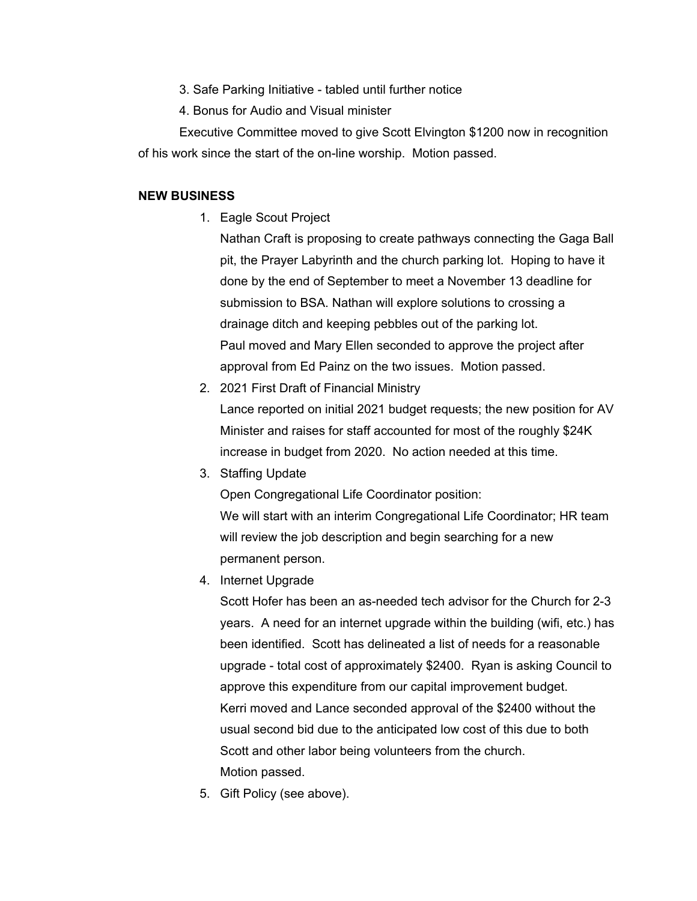3. Safe Parking Initiative - tabled until further notice

4. Bonus for Audio and Visual minister

Executive Committee moved to give Scott Elvington $1200 now in recognition of his work since the start of the on-line worship. Motion passed.

**NEW BUSINESS**

1. Eagle Scout Project
   Nathan Craft is proposing to create pathways connecting the Gaga Ball pit, the Prayer Labyrinth and the church parking lot. Hoping to have it done by the end of September to meet a November 13 deadline for submission to BSA. Nathan will explore solutions to crossing a drainage ditch and keeping pebbles out of the parking lot.
   Paul moved and Mary Ellen seconded to approve the project after approval from Ed Painz on the two issues. Motion passed.
2. 2021 First Draft of Financial Ministry
   Lance reported on initial 2021 budget requests; the new position for AV Minister and raises for staff accounted for most of the roughly $24K increase in budget from 2020. No action needed at this time.
3. Staffing Update
   Open Congregational Life Coordinator position:
   We will start with an interim Congregational Life Coordinator; HR team will review the job description and begin searching for a new permanent person.
4. Internet Upgrade
   Scott Hofer has been an as-needed tech advisor for the Church for 2-3 years. A need for an internet upgrade within the building (wifi, etc.) has been identified. Scott has delineated a list of needs for a reasonable upgrade - total cost of approximately $2400. Ryan is asking Council to approve this expenditure from our capital improvement budget.
   Kerri moved and Lance seconded approval of the $2400 without the usual second bid due to the anticipated low cost of this due to both Scott and other labor being volunteers from the church.
   Motion passed.
5. Gift Policy (see above).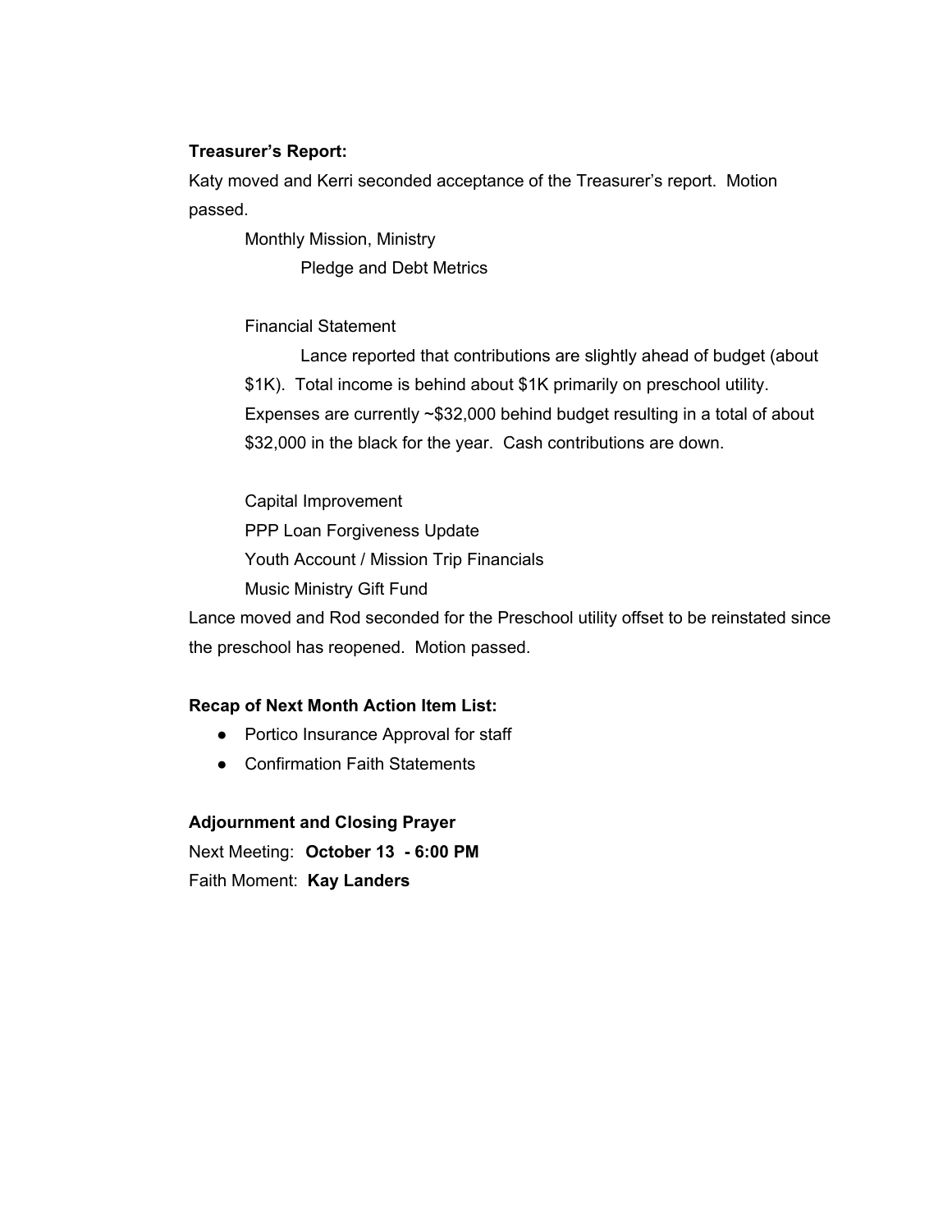**Treasurer's Report:**

Katy moved and Kerri seconded acceptance of the Treasurer's report. Motion passed.

Monthly Mission, Ministry

Pledge and Debt Metrics

Financial Statement

Lance reported that contributions are slightly ahead of budget (about $1K). Total income is behind about $1K primarily on preschool utility. Expenses are currently ~$32,000 behind budget resulting in a total of about $32,000 in the black for the year. Cash contributions are down.

Capital Improvement

PPP Loan Forgiveness Update

Youth Account / Mission Trip Financials

Music Ministry Gift Fund

Lance moved and Rod seconded for the Preschool utility offset to be reinstated since the preschool has reopened. Motion passed.

**Recap of Next Month Action Item List:**

- Portico Insurance Approval for staff
- Confirmation Faith Statements

**Adjournment and Closing Prayer**

Next Meeting: **October 13 - 6:00 PM**

Faith Moment: **Kay Landers**